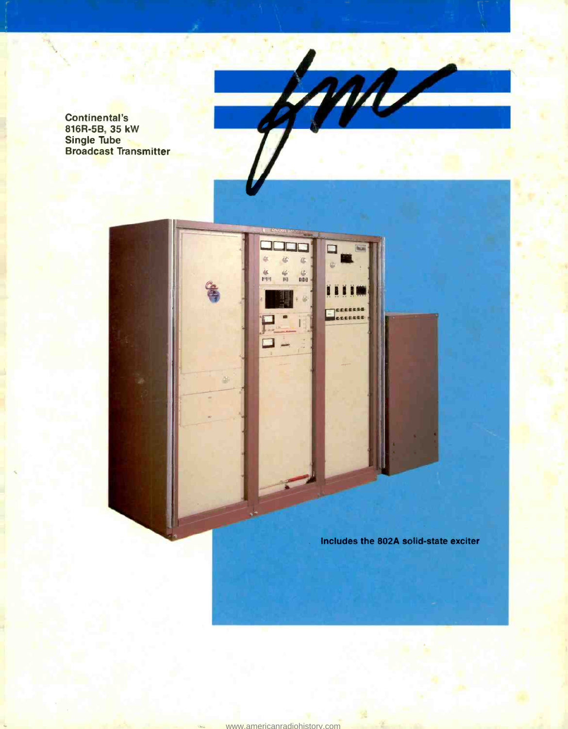*fm*

Continental's
816R-5B, 35 kW
Single Tube
Broadcast Transmitter

Includes the 802A solid-state exciter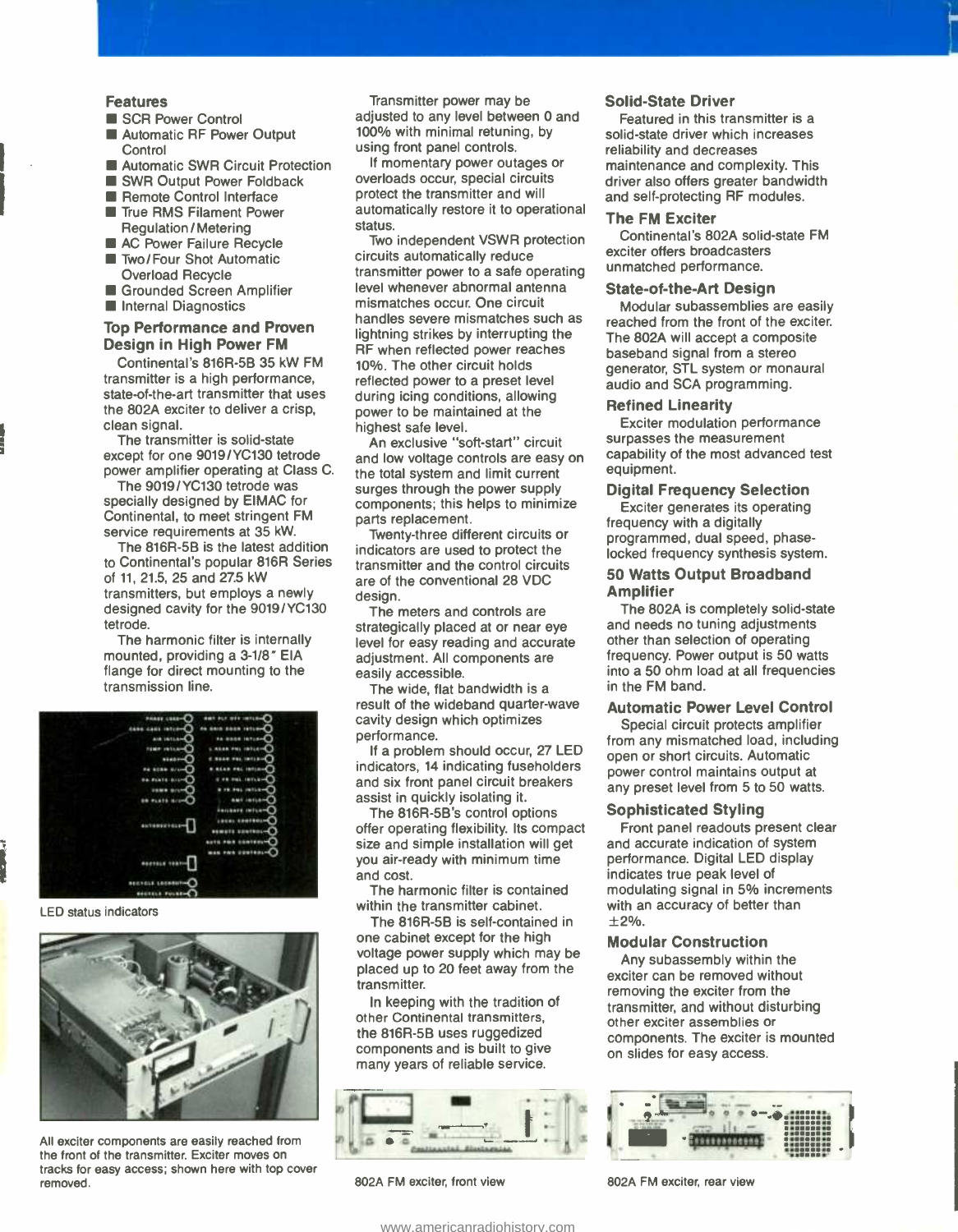## Features

- SCR Power Control
- Automatic RF Power Output Control
- Automatic SWR Circuit Protection
- SWR Output Power Foldback
- Remote Control Interface
- True RMS Filament Power Regulation/Metering
- AC Power Failure Recycle
- Two/Four Shot Automatic Overload Recycle
- Grounded Screen Amplifier
- Internal Diagnostics

## Top Performance and Proven Design in High Power FM

Continental's 816R-5B 35 kW FM transmitter is a high performance, state-of-the-art transmitter that uses the 802A exciter to deliver a crisp, clean signal.

The transmitter is solid-state except for one 9019/YC130 tetrode power amplifier operating at Class C.

The 9019/YC130 tetrode was specially designed by EIMAC for Continental, to meet stringent FM service requirements at 35 kW.

The 816R-5B is the latest addition to Continental's popular 816R Series of 11, 21.5, 25 and 27.5 kW transmitters, but employs a newly designed cavity for the 9019/YC130 tetrode.

The harmonic filter is internally mounted, providing a 3-1/8″ EIA flange for direct mounting to the transmission line.

LED status indicators

All exciter components are easily reached from the front of the transmitter. Exciter moves on tracks for easy access; shown here with top cover removed.

Transmitter power may be adjusted to any level between 0 and 100% with minimal retuning, by using front panel controls.

If momentary power outages or overloads occur, special circuits protect the transmitter and will automatically restore it to operational status.

Two independent VSWR protection circuits automatically reduce transmitter power to a safe operating level whenever abnormal antenna mismatches occur. One circuit handles severe mismatches such as lightning strikes by interrupting the RF when reflected power reaches 10%. The other circuit holds reflected power to a preset level during icing conditions, allowing power to be maintained at the highest safe level.

An exclusive "soft-start" circuit and low voltage controls are easy on the total system and limit current surges through the power supply components; this helps to minimize parts replacement.

Twenty-three different circuits or indicators are used to protect the transmitter and the control circuits are of the conventional 28 VDC design.

The meters and controls are strategically placed at or near eye level for easy reading and accurate adjustment. All components are easily accessible.

The wide, flat bandwidth is a result of the wideband quarter-wave cavity design which optimizes performance.

If a problem should occur, 27 LED indicators, 14 indicating fuseholders and six front panel circuit breakers assist in quickly isolating it.

The 816R-5B's control options offer operating flexibility. Its compact size and simple installation will get you air-ready with minimum time and cost.

The harmonic filter is contained within the transmitter cabinet.

The 816R-5B is self-contained in one cabinet except for the high voltage power supply which may be placed up to 20 feet away from the transmitter.

In keeping with the tradition of other Continental transmitters, the 816R-5B uses ruggedized components and is built to give many years of reliable service.

802A FM exciter, front view

### Solid-State Driver

Featured in this transmitter is a solid-state driver which increases reliability and decreases maintenance and complexity. This driver also offers greater bandwidth and self-protecting RF modules.

### The FM Exciter

Continental's 802A solid-state FM exciter offers broadcasters unmatched performance.

### State-of-the-Art Design

Modular subassemblies are easily reached from the front of the exciter. The 802A will accept a composite baseband signal from a stereo generator, STL system or monaural audio and SCA programming.

### Refined Linearity

Exciter modulation performance surpasses the measurement capability of the most advanced test equipment.

### Digital Frequency Selection

Exciter generates its operating frequency with a digitally programmed, dual speed, phase-locked frequency synthesis system.

### 50 Watts Output Broadband Amplifier

The 802A is completely solid-state and needs no tuning adjustments other than selection of operating frequency. Power output is 50 watts into a 50 ohm load at all frequencies in the FM band.

### Automatic Power Level Control

Special circuit protects amplifier from any mismatched load, including open or short circuits. Automatic power control maintains output at any preset level from 5 to 50 watts.

### Sophisticated Styling

Front panel readouts present clear and accurate indication of system performance. Digital LED display indicates true peak level of modulating signal in 5% increments with an accuracy of better than ±2%.

### Modular Construction

Any subassembly within the exciter can be removed without removing the exciter from the transmitter, and without disturbing other exciter assemblies or components. The exciter is mounted on slides for easy access.

802A FM exciter, rear view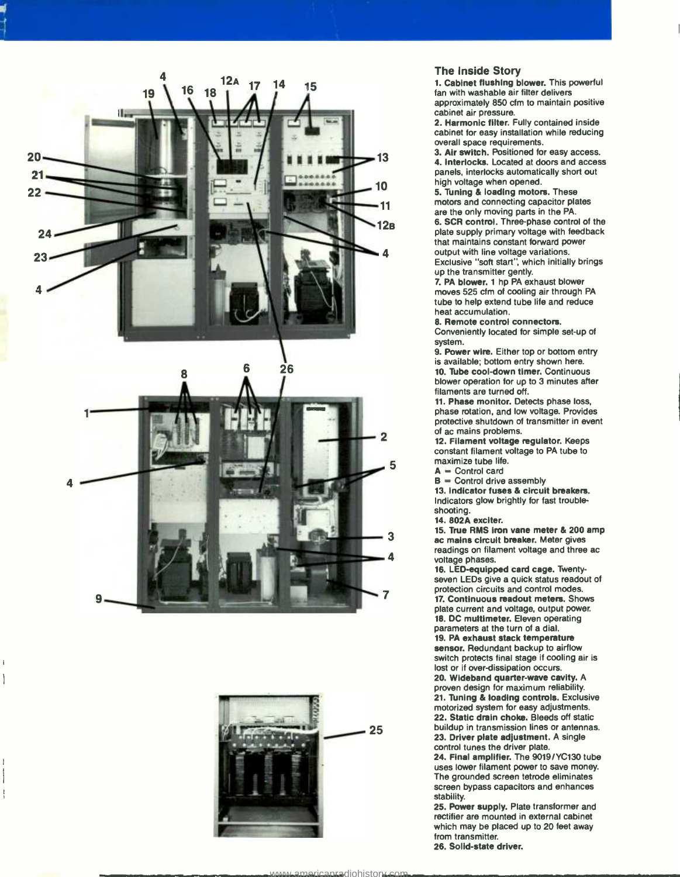## The Inside Story

1. **Cabinet flushing blower.** This powerful fan with washable air filter delivers approximately 850 cfm to maintain positive cabinet air pressure.
2. **Harmonic filter.** Fully contained inside cabinet for easy installation while reducing overall space requirements.
3. **Air switch.** Positioned for easy access.
4. **Interlocks.** Located at doors and access panels, interlocks automatically short out high voltage when opened.
5. **Tuning & loading motors.** These motors and connecting capacitor plates are the only moving parts in the PA.
6. **SCR control.** Three-phase control of the plate supply primary voltage with feedback that maintains constant forward power output with line voltage variations. Exclusive "soft start", which initially brings up the transmitter gently.
7. **PA blower.** 1 hp PA exhaust blower moves 525 cfm of cooling air through PA tube to help extend tube life and reduce heat accumulation.
8. **Remote control connectors.** Conveniently located for simple set-up of system.
9. **Power wire.** Either top or bottom entry is available; bottom entry shown here.
10. **Tube cool-down timer.** Continuous blower operation for up to 3 minutes after filaments are turned off.
11. **Phase monitor.** Detects phase loss, phase rotation, and low voltage. Provides protective shutdown of transmitter in event of ac mains problems.
12. **Filament voltage regulator.** Keeps constant filament voltage to PA tube to maximize tube life.
    A = Control card
    B = Control drive assembly
13. **Indicator fuses & circuit breakers.** Indicators glow brightly for fast trouble-shooting.
14. **802A exciter.**
15. **True RMS iron vane meter & 200 amp ac mains circuit breaker.** Meter gives readings on filament voltage and three ac voltage phases.
16. **LED-equipped card cage.** Twenty-seven LEDs give a quick status readout of protection circuits and control modes.
17. **Continuous readout meters.** Shows plate current and voltage, output power.
18. **DC multimeter.** Eleven operating parameters at the turn of a dial.
19. **PA exhaust stack temperature sensor.** Redundant backup to airflow switch protects final stage if cooling air is lost or if over-dissipation occurs.
20. **Wideband quarter-wave cavity.** A proven design for maximum reliability.
21. **Tuning & loading controls.** Exclusive motorized system for easy adjustments.
22. **Static drain choke.** Bleeds off static buildup in transmission lines or antennas.
23. **Driver plate adjustment.** A single control tunes the driver plate.
24. **Final amplifier.** The 9019/YC130 tube uses lower filament power to save money. The grounded screen tetrode eliminates screen bypass capacitors and enhances stability.
25. **Power supply.** Plate transformer and rectifier are mounted in external cabinet which may be placed up to 20 feet away from transmitter.
26. **Solid-state driver.**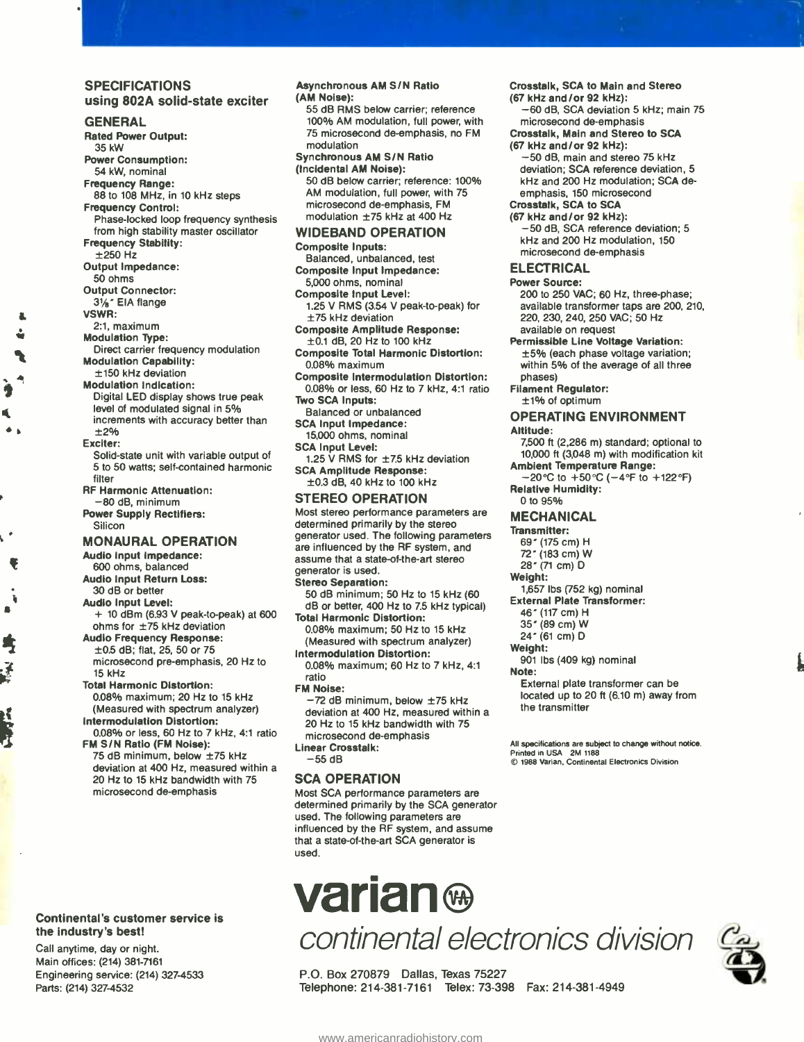## SPECIFICATIONS using 802A solid-state exciter

### GENERAL

**Rated Power Output:**
35 kW

**Power Consumption:**
54 kW, nominal

**Frequency Range:**
88 to 108 MHz, in 10 kHz steps

**Frequency Control:**
Phase-locked loop frequency synthesis from high stability master oscillator

**Frequency Stability:**
±250 Hz

**Output Impedance:**
50 ohms

**Output Connector:**
3⅛" EIA flange

**VSWR:**
2:1, maximum

**Modulation Type:**
Direct carrier frequency modulation

**Modulation Capability:**
±150 kHz deviation

**Modulation Indication:**
Digital LED display shows true peak level of modulated signal in 5% increments with accuracy better than ±2%

**Exciter:**
Solid-state unit with variable output of 5 to 50 watts; self-contained harmonic filter

**RF Harmonic Attenuation:**
−80 dB, minimum

**Power Supply Rectifiers:**
Silicon

### MONAURAL OPERATION

**Audio Input Impedance:**
600 ohms, balanced

**Audio Input Return Loss:**
30 dB or better

**Audio Input Level:**
+ 10 dBm (6.93 V peak-to-peak) at 600 ohms for ±75 kHz deviation

**Audio Frequency Response:**
±0.5 dB; flat, 25, 50 or 75 microsecond pre-emphasis, 20 Hz to 15 kHz

**Total Harmonic Distortion:**
0.08% maximum; 20 Hz to 15 kHz (Measured with spectrum analyzer)

**Intermodulation Distortion:**
0.08% or less, 60 Hz to 7 kHz, 4:1 ratio

**FM S/N Ratio (FM Noise):**
75 dB minimum, below ±75 kHz deviation at 400 Hz, measured within a 20 Hz to 15 kHz bandwidth with 75 microsecond de-emphasis

**Asynchronous AM S/N Ratio (AM Noise):**
55 dB RMS below carrier; reference 100% AM modulation, full power, with 75 microsecond de-emphasis, no FM modulation

**Synchronous AM S/N Ratio (Incidental AM Noise):**
50 dB below carrier; reference: 100% AM modulation, full power, with 75 microsecond de-emphasis, FM modulation ±75 kHz at 400 Hz

### WIDEBAND OPERATION

**Composite Inputs:**
Balanced, unbalanced, test

**Composite Input Impedance:**
5,000 ohms, nominal

**Composite Input Level:**
1.25 V RMS (3.54 V peak-to-peak) for ±75 kHz deviation

**Composite Amplitude Response:**
±0.1 dB, 20 Hz to 100 kHz

**Composite Total Harmonic Distortion:**
0.08% maximum

**Composite Intermodulation Distortion:**
0.08% or less, 60 Hz to 7 kHz, 4:1 ratio

**Two SCA Inputs:**
Balanced or unbalanced

**SCA Input Impedance:**
15,000 ohms, nominal

**SCA Input Level:**
1.25 V RMS for ±7.5 kHz deviation

**SCA Amplitude Response:**
±0.3 dB, 40 kHz to 100 kHz

### STEREO OPERATION

Most stereo performance parameters are determined primarily by the stereo generator used. The following parameters are influenced by the RF system, and assume that a state-of-the-art stereo generator is used.

**Stereo Separation:**
50 dB minimum; 50 Hz to 15 kHz (60 dB or better, 400 Hz to 7.5 kHz typical)

**Total Harmonic Distortion:**
0.08% maximum; 50 Hz to 15 kHz (Measured with spectrum analyzer)

**Intermodulation Distortion:**
0.08% maximum; 60 Hz to 7 kHz, 4:1 ratio

**FM Noise:**
−72 dB minimum, below ±75 kHz deviation at 400 Hz, measured within a 20 Hz to 15 kHz bandwidth with 75 microsecond de-emphasis

**Linear Crosstalk:**
−55 dB

### SCA OPERATION

Most SCA performance parameters are determined primarily by the SCA generator used. The following parameters are influenced by the RF system, and assume that a state-of-the-art SCA generator is used.

**Crosstalk, SCA to Main and Stereo (67 kHz and/or 92 kHz):**
−60 dB, SCA deviation 5 kHz; main 75 microsecond de-emphasis

**Crosstalk, Main and Stereo to SCA (67 kHz and/or 92 kHz):**
−50 dB, main and stereo 75 kHz deviation; SCA reference deviation, 5 kHz and 200 Hz modulation; SCA de-emphasis, 150 microsecond

**Crosstalk, SCA to SCA (67 kHz and/or 92 kHz):**
−50 dB, SCA reference deviation; 5 kHz and 200 Hz modulation, 150 microsecond de-emphasis

### ELECTRICAL

**Power Source:**
200 to 250 VAC; 60 Hz, three-phase; available transformer taps are 200, 210, 220, 230, 240, 250 VAC; 50 Hz available on request

**Permissible Line Voltage Variation:**
±5% (each phase voltage variation; within 5% of the average of all three phases)

**Filament Regulator:**
±1% of optimum

### OPERATING ENVIRONMENT

**Altitude:**
7,500 ft (2,286 m) standard; optional to 10,000 ft (3,048 m) with modification kit

**Ambient Temperature Range:**
−20°C to +50°C (−4°F to +122°F)

**Relative Humidity:**
0 to 95%

### MECHANICAL

**Transmitter:**
69" (175 cm) H
72" (183 cm) W
28" (71 cm) D

**Weight:**
1,657 lbs (752 kg) nominal

**External Plate Transformer:**
46" (117 cm) H
35" (89 cm) W
24" (61 cm) D

**Weight:**
901 lbs (409 kg) nominal

**Note:**
External plate transformer can be located up to 20 ft (6.10 m) away from the transmitter

All specifications are subject to change without notice.
Printed in USA 2M 1188
© 1988 Varian, Continental Electronics Division

**Continental's customer service is the industry's best!**

Call anytime, day or night.
Main offices: (214) 381-7161
Engineering service: (214) 327-4533
Parts: (214) 327-4532

**varian**
*continental electronics division*

P.O. Box 270879 Dallas, Texas 75227
Telephone: 214-381-7161 Telex: 73-398 Fax: 214-381-4949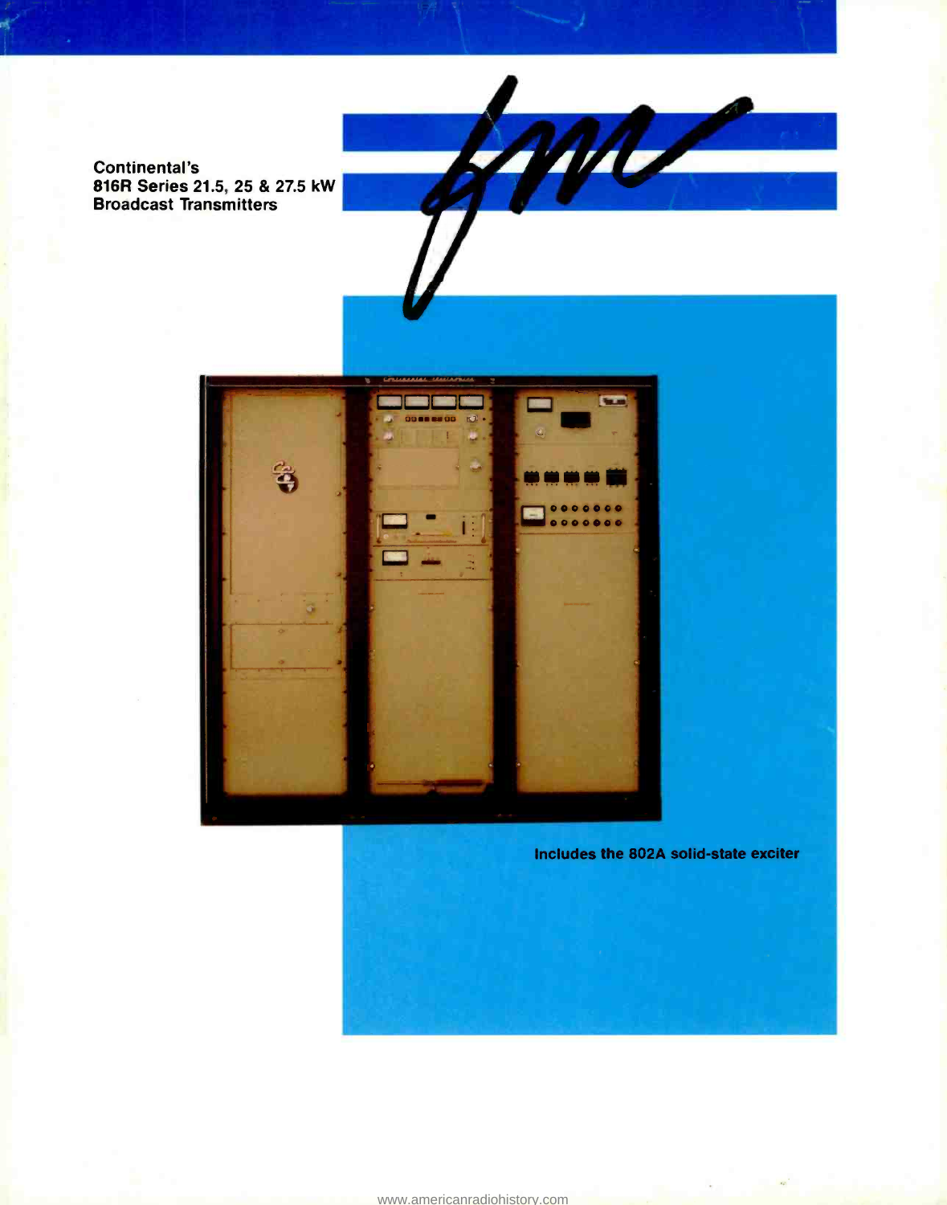Continental's
**816R Series 21.5, 25 & 27.5 kW Broadcast Transmitters**

*fm*

**Includes the 802A solid-state exciter**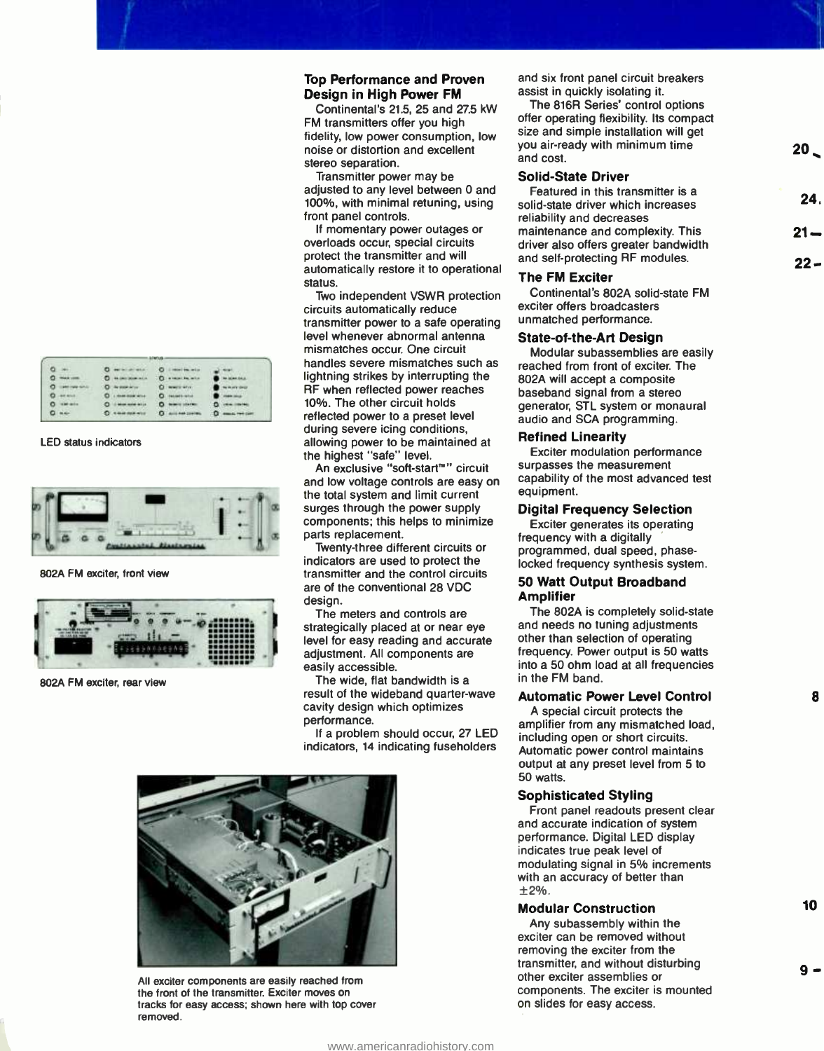LED status indicators

802A FM exciter, front view

802A FM exciter, rear view

All exciter components are easily reached from the front of the transmitter. Exciter moves on tracks for easy access; shown here with top cover removed.

## Top Performance and Proven Design in High Power FM

Continental's 21.5, 25 and 27.5 kW FM transmitters offer you high fidelity, low power consumption, low noise or distortion and excellent stereo separation.

Transmitter power may be adjusted to any level between 0 and 100%, with minimal retuning, using front panel controls.

If momentary power outages or overloads occur, special circuits protect the transmitter and will automatically restore it to operational status.

Two independent VSWR protection circuits automatically reduce transmitter power to a safe operating level whenever abnormal antenna mismatches occur. One circuit handles severe mismatches such as lightning strikes by interrupting the RF when reflected power reaches 10%. The other circuit holds reflected power to a preset level during severe icing conditions, allowing power to be maintained at the highest "safe" level.

An exclusive "soft-start™" circuit and low voltage controls are easy on the total system and limit current surges through the power supply components; this helps to minimize parts replacement.

Twenty-three different circuits or indicators are used to protect the transmitter and the control circuits are of the conventional 28 VDC design.

The meters and controls are strategically placed at or near eye level for easy reading and accurate adjustment. All components are easily accessible.

The wide, flat bandwidth is a result of the wideband quarter-wave cavity design which optimizes performance.

If a problem should occur, 27 LED indicators, 14 indicating fuseholders and six front panel circuit breakers assist in quickly isolating it.

The 816R Series' control options offer operating flexibility. Its compact size and simple installation will get you air-ready with minimum time and cost.

### Solid-State Driver

Featured in this transmitter is a solid-state driver which increases reliability and decreases maintenance and complexity. This driver also offers greater bandwidth and self-protecting RF modules.

### The FM Exciter

Continental's 802A solid-state FM exciter offers broadcasters unmatched performance.

### State-of-the-Art Design

Modular subassemblies are easily reached from front of exciter. The 802A will accept a composite baseband signal from a stereo generator, STL system or monaural audio and SCA programming.

### Refined Linearity

Exciter modulation performance surpasses the measurement capability of the most advanced test equipment.

### Digital Frequency Selection

Exciter generates its operating frequency with a digitally programmed, dual speed, phase-locked frequency synthesis system.

### 50 Watt Output Broadband Amplifier

The 802A is completely solid-state and needs no tuning adjustments other than selection of operating frequency. Power output is 50 watts into a 50 ohm load at all frequencies in the FM band.

### Automatic Power Level Control

A special circuit protects the amplifier from any mismatched load, including open or short circuits. Automatic power control maintains output at any preset level from 5 to 50 watts.

### Sophisticated Styling

Front panel readouts present clear and accurate indication of system performance. Digital LED display indicates true peak level of modulating signal in 5% increments with an accuracy of better than ±2%.

### Modular Construction

Any subassembly within the exciter can be removed without removing the exciter from the transmitter, and without disturbing other exciter assemblies or components. The exciter is mounted on slides for easy access.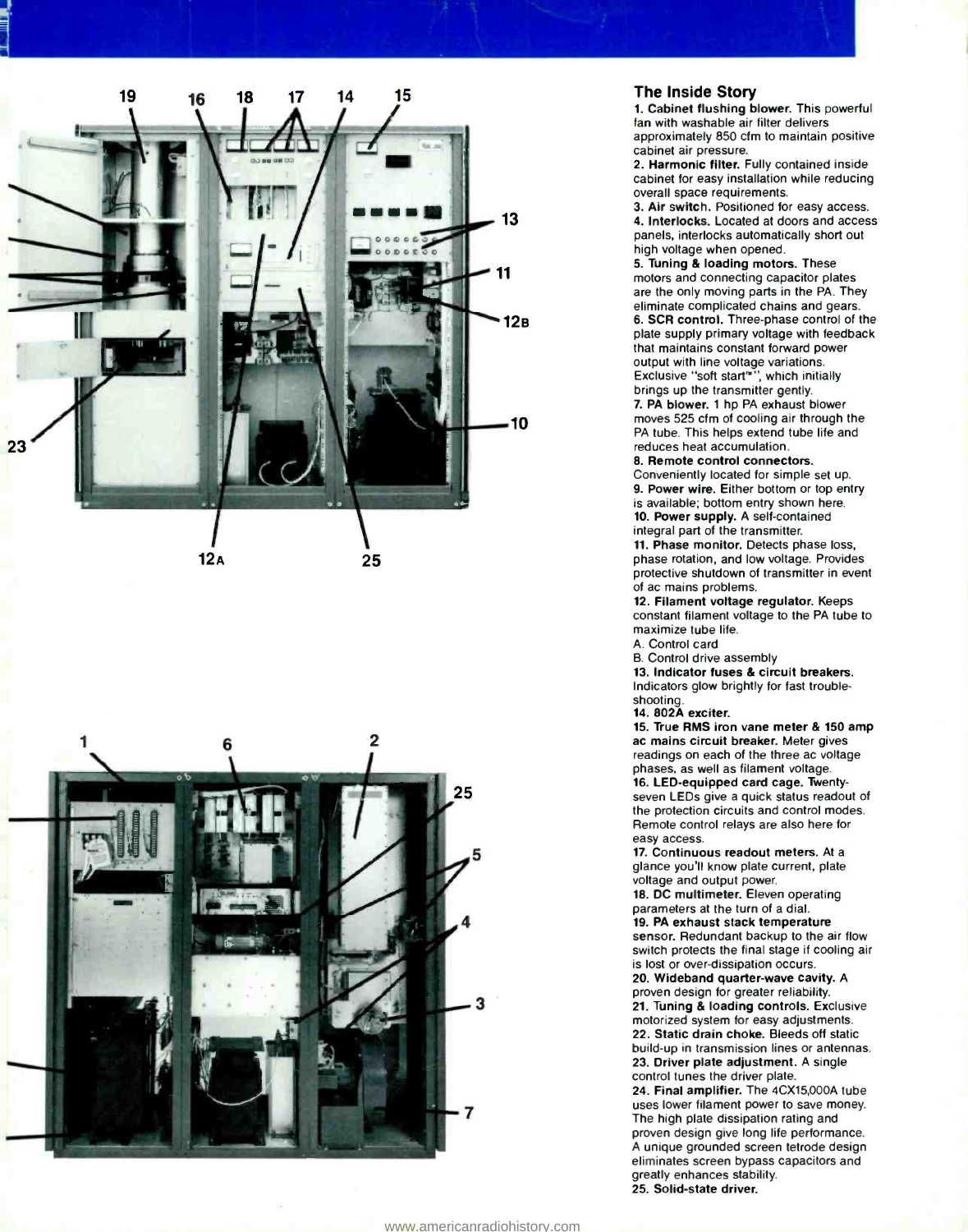19 16 18 17 14 15

13

11

12B

10

23

12A 25

1 6 2

25

5

4

3

7

## The Inside Story

**1. Cabinet flushing blower.** This powerful fan with washable air filter delivers approximately 850 cfm to maintain positive cabinet air pressure.

**2. Harmonic filter.** Fully contained inside cabinet for easy installation while reducing overall space requirements.

**3. Air switch.** Positioned for easy access.

**4. Interlocks.** Located at doors and access panels, interlocks automatically short out high voltage when opened.

**5. Tuning & loading motors.** These motors and connecting capacitor plates are the only moving parts in the PA. They eliminate complicated chains and gears.

**6. SCR control.** Three-phase control of the plate supply primary voltage with feedback that maintains constant forward power output with line voltage variations. Exclusive "soft start™", which initially brings up the transmitter gently.

**7. PA blower.** 1 hp PA exhaust blower moves 525 cfm of cooling air through the PA tube. This helps extend tube life and reduces heat accumulation.

**8. Remote control connectors.** Conveniently located for simple set up.

**9. Power wire.** Either bottom or top entry is available; bottom entry shown here.

**10. Power supply.** A self-contained integral part of the transmitter.

**11. Phase monitor.** Detects phase loss, phase rotation, and low voltage. Provides protective shutdown of transmitter in event of ac mains problems.

**12. Filament voltage regulator.** Keeps constant filament voltage to the PA tube to maximize tube life.
A. Control card
B. Control drive assembly

**13. Indicator fuses & circuit breakers.** Indicators glow brightly for fast trouble-shooting.

**14. 802A exciter.**

**15. True RMS iron vane meter & 150 amp ac mains circuit breaker.** Meter gives readings on each of the three ac voltage phases, as well as filament voltage.

**16. LED-equipped card cage.** Twenty-seven LEDs give a quick status readout of the protection circuits and control modes. Remote control relays are also here for easy access.

**17. Continuous readout meters.** At a glance you'll know plate current, plate voltage and output power.

**18. DC multimeter.** Eleven operating parameters at the turn of a dial.

**19. PA exhaust stack temperature sensor.** Redundant backup to the air flow switch protects the final stage if cooling air is lost or over-dissipation occurs.

**20. Wideband quarter-wave cavity.** A proven design for greater reliability.

**21. Tuning & loading controls.** Exclusive motorized system for easy adjustments.

**22. Static drain choke.** Bleeds off static build-up in transmission lines or antennas.

**23. Driver plate adjustment.** A single control tunes the driver plate.

**24. Final amplifier.** The 4CX15,000A tube uses lower filament power to save money. The high plate dissipation rating and proven design give long life performance. A unique grounded screen tetrode design eliminates screen bypass capacitors and greatly enhances stability.

**25. Solid-state driver.**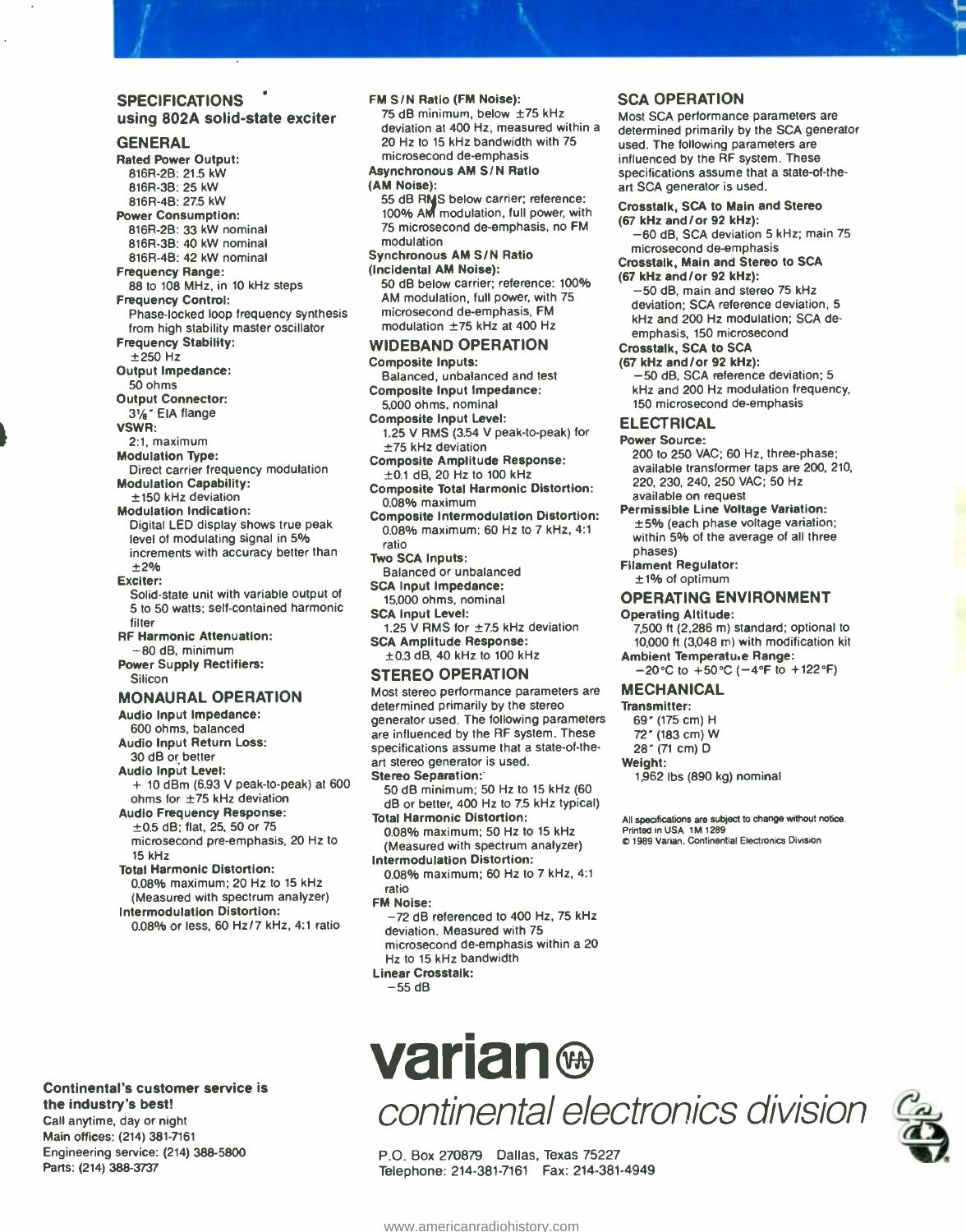## SPECIFICATIONS using 802A solid-state exciter

### GENERAL

**Rated Power Output:**
816R-2B: 21.5 kW
816R-3B: 25 kW
816R-4B: 27.5 kW

**Power Consumption:**
816R-2B: 33 kW nominal
816R-3B: 40 kW nominal
816R-4B: 42 kW nominal

**Frequency Range:**
88 to 108 MHz, in 10 kHz steps

**Frequency Control:**
Phase-locked loop frequency synthesis from high stability master oscillator

**Frequency Stability:**
±250 Hz

**Output Impedance:**
50 ohms

**Output Connector:**
3⅛" EIA flange

**VSWR:**
2:1, maximum

**Modulation Type:**
Direct carrier frequency modulation

**Modulation Capability:**
±150 kHz deviation

**Modulation Indication:**
Digital LED display shows true peak level of modulating signal in 5% increments with accuracy better than ±2%

**Exciter:**
Solid-state unit with variable output of 5 to 50 watts; self-contained harmonic filter

**RF Harmonic Attenuation:**
−80 dB, minimum

**Power Supply Rectifiers:**
Silicon

### MONAURAL OPERATION

**Audio Input Impedance:**
600 ohms, balanced

**Audio Input Return Loss:**
30 dB or better

**Audio Input Level:**
+ 10 dBm (6.93 V peak-to-peak) at 600 ohms for ±75 kHz deviation

**Audio Frequency Response:**
±0.5 dB; flat, 25, 50 or 75 microsecond pre-emphasis, 20 Hz to 15 kHz

**Total Harmonic Distortion:**
0.08% maximum; 20 Hz to 15 kHz (Measured with spectrum analyzer)

**Intermodulation Distortion:**
0.08% or less, 60 Hz/7 kHz, 4:1 ratio

**FM S/N Ratio (FM Noise):**
75 dB minimum, below ±75 kHz deviation at 400 Hz, measured within a 20 Hz to 15 kHz bandwidth with 75 microsecond de-emphasis

**Asynchronous AM S/N Ratio (AM Noise):**
55 dB RMS below carrier; reference: 100% AM modulation, full power, with 75 microsecond de-emphasis, no FM modulation

**Synchronous AM S/N Ratio (Incidental AM Noise):**
50 dB below carrier; reference: 100% AM modulation, full power, with 75 microsecond de-emphasis, FM modulation ±75 kHz at 400 Hz

### WIDEBAND OPERATION

**Composite Inputs:**
Balanced, unbalanced and test

**Composite Input Impedance:**
5,000 ohms, nominal

**Composite Input Level:**
1.25 V RMS (3.54 V peak-to-peak) for ±75 kHz deviation

**Composite Amplitude Response:**
±0.1 dB, 20 Hz to 100 kHz

**Composite Total Harmonic Distortion:**
0.08% maximum

**Composite Intermodulation Distortion:**
0.08% maximum; 60 Hz to 7 kHz, 4:1 ratio

**Two SCA Inputs:**
Balanced or unbalanced

**SCA Input Impedance:**
15,000 ohms, nominal

**SCA Input Level:**
1.25 V RMS for ±7.5 kHz deviation

**SCA Amplitude Response:**
±0.3 dB, 40 kHz to 100 kHz

### STEREO OPERATION

Most stereo performance parameters are determined primarily by the stereo generator used. The following parameters are influenced by the RF system. These specifications assume that a state-of-the-art stereo generator is used.

**Stereo Separation:**
50 dB minimum; 50 Hz to 15 kHz (60 dB or better, 400 Hz to 7.5 kHz typical)

**Total Harmonic Distortion:**
0.08% maximum; 50 Hz to 15 kHz (Measured with spectrum analyzer)

**Intermodulation Distortion:**
0.08% maximum; 60 Hz to 7 kHz, 4:1 ratio

**FM Noise:**
−72 dB referenced to 400 Hz, 75 kHz deviation. Measured with 75 microsecond de-emphasis within a 20 Hz to 15 kHz bandwidth

**Linear Crosstalk:**
−55 dB

### SCA OPERATION

Most SCA performance parameters are determined primarily by the SCA generator used. The following specifications are influenced by the RF system. These specifications assume that a state-of-the-art SCA generator is used.

**Crosstalk, SCA to Main and Stereo (67 kHz and/or 92 kHz):**
−60 dB, SCA deviation 5 kHz; main 75 microsecond de-emphasis

**Crosstalk, Main and Stereo to SCA (67 kHz and/or 92 kHz):**
−50 dB, main and stereo 75 kHz deviation; SCA reference deviation, 5 kHz and 200 Hz modulation; SCA de-emphasis, 150 microsecond

**Crosstalk, SCA to SCA (67 kHz and/or 92 kHz):**
−50 dB, SCA reference deviation; 5 kHz and 200 Hz modulation frequency, 150 microsecond de-emphasis

### ELECTRICAL

**Power Source:**
200 to 250 VAC; 60 Hz, three-phase; available transformer taps are 200, 210, 220, 230, 240, 250 VAC; 50 Hz available on request

**Permissible Line Voltage Variation:**
±5% (each phase voltage variation; within 5% of the average of all three phases)

**Filament Regulator:**
±1% of optimum

### OPERATING ENVIRONMENT

**Operating Altitude:**
7,500 ft (2,286 m) standard; optional to 10,000 ft (3,048 m) with modification kit

**Ambient Temperature Range:**
−20°C to +50°C (−4°F to +122°F)

### MECHANICAL

**Transmitter:**
69" (175 cm) H
72" (183 cm) W
28" (71 cm) D

**Weight:**
1,962 lbs (890 kg) nominal

All specifications are subject to change without notice.
Printed in USA 1M 1289
© 1989 Varian, Continental Electronics Division

**Continental's customer service is the industry's best!**
Call anytime, day or night
Main offices: (214) 381-7161
Engineering service: (214) 388-5800
Parts: (214) 388-3737

**varian**
*continental electronics division*

P.O. Box 270879 Dallas, Texas 75227
Telephone: 214-381-7161 Fax: 214-381-4949